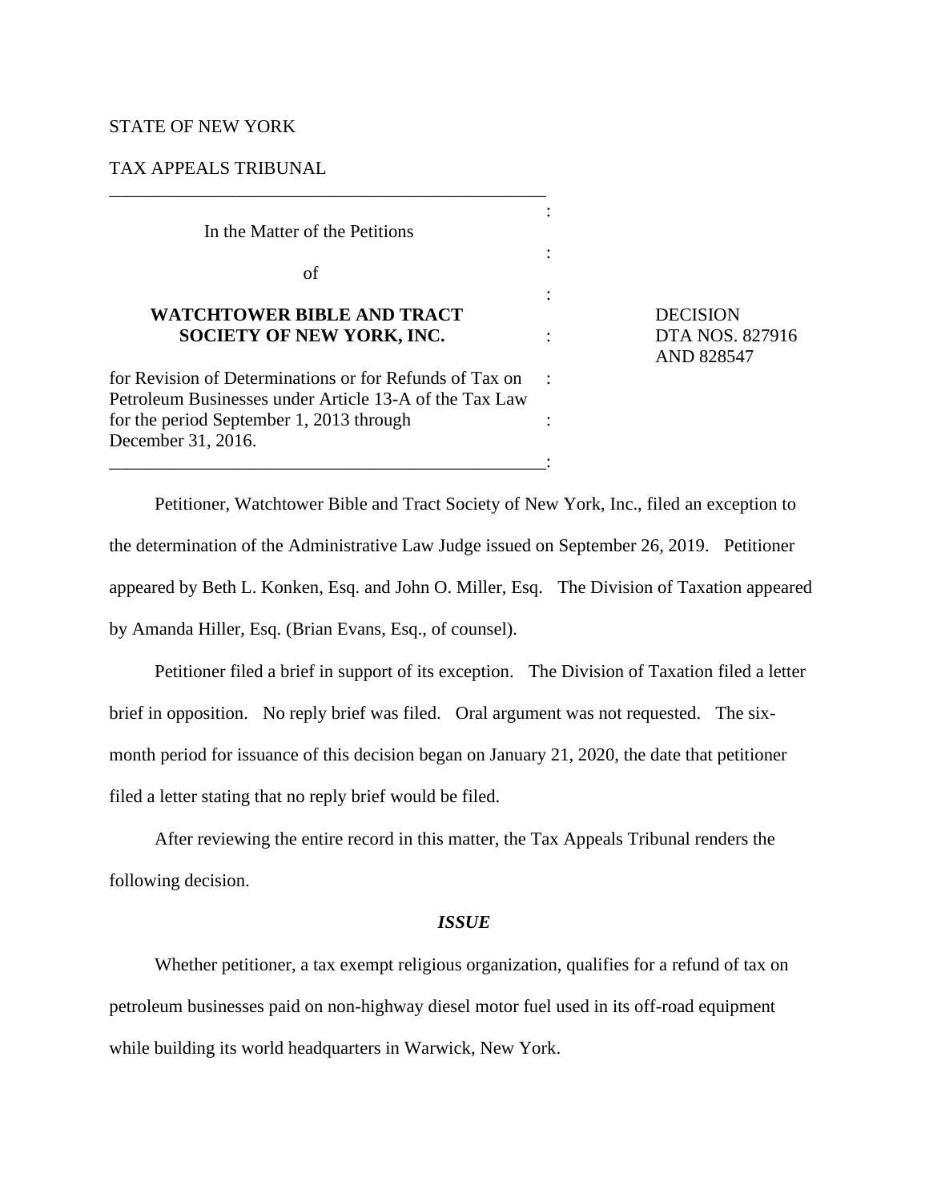STATE OF NEW YORK

TAX APPEALS TRIBUNAL

In the Matter of the Petitions

of

**WATCHTOWER BIBLE AND TRACT SOCIETY OF NEW YORK, INC.**

for Revision of Determinations or for Refunds of Tax on Petroleum Businesses under Article 13-A of the Tax Law for the period September 1, 2013 through December 31, 2016.

DECISION
DTA NOS. 827916 AND 828547

Petitioner, Watchtower Bible and Tract Society of New York, Inc., filed an exception to the determination of the Administrative Law Judge issued on September 26, 2019. Petitioner appeared by Beth L. Konken, Esq. and John O. Miller, Esq. The Division of Taxation appeared by Amanda Hiller, Esq. (Brian Evans, Esq., of counsel).

Petitioner filed a brief in support of its exception. The Division of Taxation filed a letter brief in opposition. No reply brief was filed. Oral argument was not requested. The six-month period for issuance of this decision began on January 21, 2020, the date that petitioner filed a letter stating that no reply brief would be filed.

After reviewing the entire record in this matter, the Tax Appeals Tribunal renders the following decision.

***ISSUE***

Whether petitioner, a tax exempt religious organization, qualifies for a refund of tax on petroleum businesses paid on non-highway diesel motor fuel used in its off-road equipment while building its world headquarters in Warwick, New York.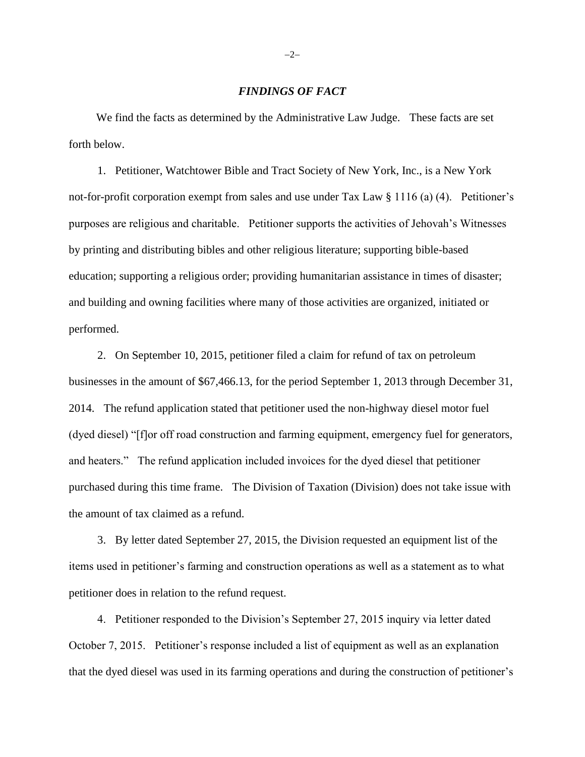## *FINDINGS OF FACT*

We find the facts as determined by the Administrative Law Judge. These facts are set forth below.

1. Petitioner, Watchtower Bible and Tract Society of New York, Inc., is a New York not-for-profit corporation exempt from sales and use under Tax Law § 1116 (a) (4). Petitioner's purposes are religious and charitable. Petitioner supports the activities of Jehovah's Witnesses by printing and distributing bibles and other religious literature; supporting bible-based education; supporting a religious order; providing humanitarian assistance in times of disaster; and building and owning facilities where many of those activities are organized, initiated or performed.

2. On September 10, 2015, petitioner filed a claim for refund of tax on petroleum businesses in the amount of $67,466.13, for the period September 1, 2013 through December 31, 2014. The refund application stated that petitioner used the non-highway diesel motor fuel (dyed diesel) "[f]or off road construction and farming equipment, emergency fuel for generators, and heaters." The refund application included invoices for the dyed diesel that petitioner purchased during this time frame. The Division of Taxation (Division) does not take issue with the amount of tax claimed as a refund.

3. By letter dated September 27, 2015, the Division requested an equipment list of the items used in petitioner's farming and construction operations as well as a statement as to what petitioner does in relation to the refund request.

4. Petitioner responded to the Division's September 27, 2015 inquiry via letter dated October 7, 2015. Petitioner's response included a list of equipment as well as an explanation that the dyed diesel was used in its farming operations and during the construction of petitioner's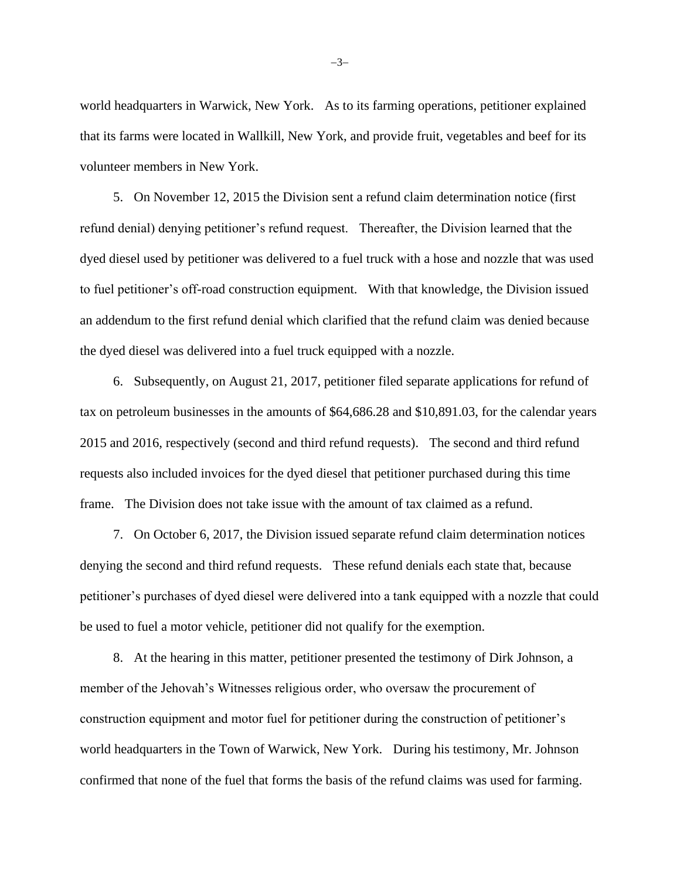world headquarters in Warwick, New York. As to its farming operations, petitioner explained that its farms were located in Wallkill, New York, and provide fruit, vegetables and beef for its volunteer members in New York.

5. On November 12, 2015 the Division sent a refund claim determination notice (first refund denial) denying petitioner's refund request. Thereafter, the Division learned that the dyed diesel used by petitioner was delivered to a fuel truck with a hose and nozzle that was used to fuel petitioner's off-road construction equipment. With that knowledge, the Division issued an addendum to the first refund denial which clarified that the refund claim was denied because the dyed diesel was delivered into a fuel truck equipped with a nozzle.

6. Subsequently, on August 21, 2017, petitioner filed separate applications for refund of tax on petroleum businesses in the amounts of $64,686.28 and $10,891.03, for the calendar years 2015 and 2016, respectively (second and third refund requests). The second and third refund requests also included invoices for the dyed diesel that petitioner purchased during this time frame. The Division does not take issue with the amount of tax claimed as a refund.

7. On October 6, 2017, the Division issued separate refund claim determination notices denying the second and third refund requests. These refund denials each state that, because petitioner's purchases of dyed diesel were delivered into a tank equipped with a nozzle that could be used to fuel a motor vehicle, petitioner did not qualify for the exemption.

8. At the hearing in this matter, petitioner presented the testimony of Dirk Johnson, a member of the Jehovah's Witnesses religious order, who oversaw the procurement of construction equipment and motor fuel for petitioner during the construction of petitioner's world headquarters in the Town of Warwick, New York. During his testimony, Mr. Johnson confirmed that none of the fuel that forms the basis of the refund claims was used for farming.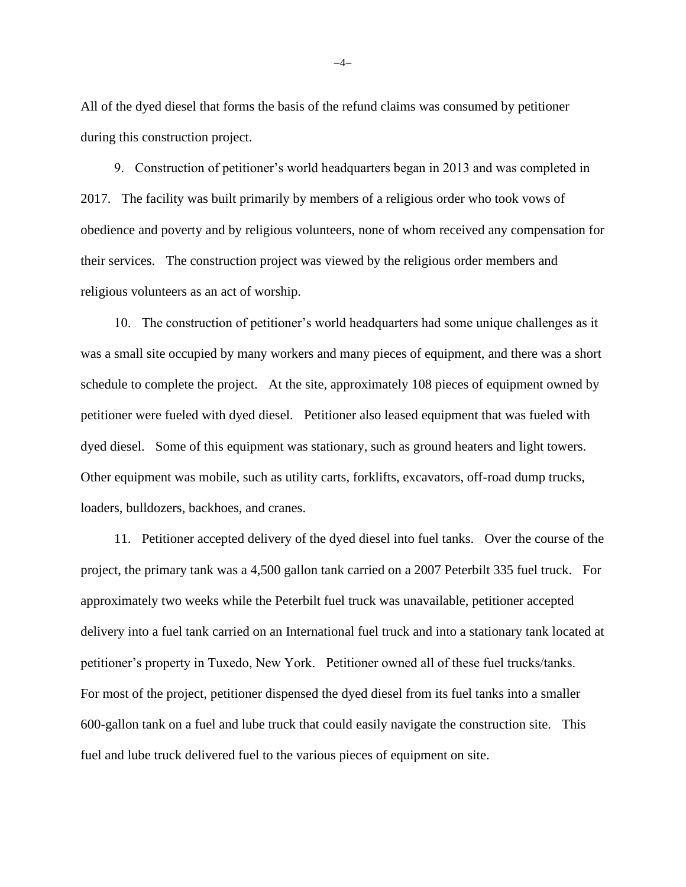All of the dyed diesel that forms the basis of the refund claims was consumed by petitioner during this construction project.

9. Construction of petitioner's world headquarters began in 2013 and was completed in 2017. The facility was built primarily by members of a religious order who took vows of obedience and poverty and by religious volunteers, none of whom received any compensation for their services. The construction project was viewed by the religious order members and religious volunteers as an act of worship.

10. The construction of petitioner's world headquarters had some unique challenges as it was a small site occupied by many workers and many pieces of equipment, and there was a short schedule to complete the project. At the site, approximately 108 pieces of equipment owned by petitioner were fueled with dyed diesel. Petitioner also leased equipment that was fueled with dyed diesel. Some of this equipment was stationary, such as ground heaters and light towers. Other equipment was mobile, such as utility carts, forklifts, excavators, off-road dump trucks, loaders, bulldozers, backhoes, and cranes.

11. Petitioner accepted delivery of the dyed diesel into fuel tanks. Over the course of the project, the primary tank was a 4,500 gallon tank carried on a 2007 Peterbilt 335 fuel truck. For approximately two weeks while the Peterbilt fuel truck was unavailable, petitioner accepted delivery into a fuel tank carried on an International fuel truck and into a stationary tank located at petitioner's property in Tuxedo, New York. Petitioner owned all of these fuel trucks/tanks. For most of the project, petitioner dispensed the dyed diesel from its fuel tanks into a smaller 600-gallon tank on a fuel and lube truck that could easily navigate the construction site. This fuel and lube truck delivered fuel to the various pieces of equipment on site.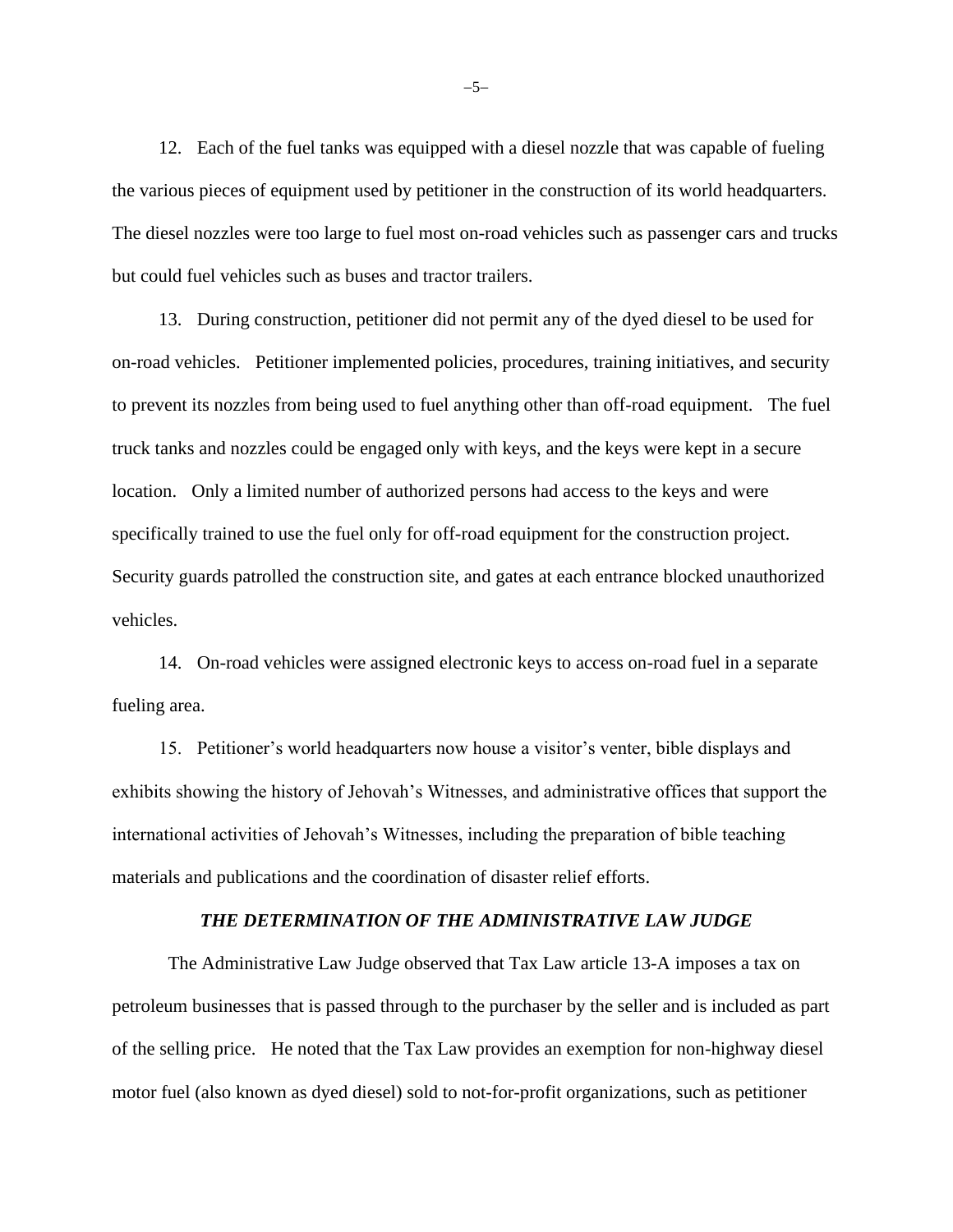12. Each of the fuel tanks was equipped with a diesel nozzle that was capable of fueling the various pieces of equipment used by petitioner in the construction of its world headquarters. The diesel nozzles were too large to fuel most on-road vehicles such as passenger cars and trucks but could fuel vehicles such as buses and tractor trailers.

13. During construction, petitioner did not permit any of the dyed diesel to be used for on-road vehicles. Petitioner implemented policies, procedures, training initiatives, and security to prevent its nozzles from being used to fuel anything other than off-road equipment. The fuel truck tanks and nozzles could be engaged only with keys, and the keys were kept in a secure location. Only a limited number of authorized persons had access to the keys and were specifically trained to use the fuel only for off-road equipment for the construction project. Security guards patrolled the construction site, and gates at each entrance blocked unauthorized vehicles.

14. On-road vehicles were assigned electronic keys to access on-road fuel in a separate fueling area.

15. Petitioner's world headquarters now house a visitor's venter, bible displays and exhibits showing the history of Jehovah's Witnesses, and administrative offices that support the international activities of Jehovah's Witnesses, including the preparation of bible teaching materials and publications and the coordination of disaster relief efforts.

### *THE DETERMINATION OF THE ADMINISTRATIVE LAW JUDGE*

The Administrative Law Judge observed that Tax Law article 13-A imposes a tax on petroleum businesses that is passed through to the purchaser by the seller and is included as part of the selling price. He noted that the Tax Law provides an exemption for non-highway diesel motor fuel (also known as dyed diesel) sold to not-for-profit organizations, such as petitioner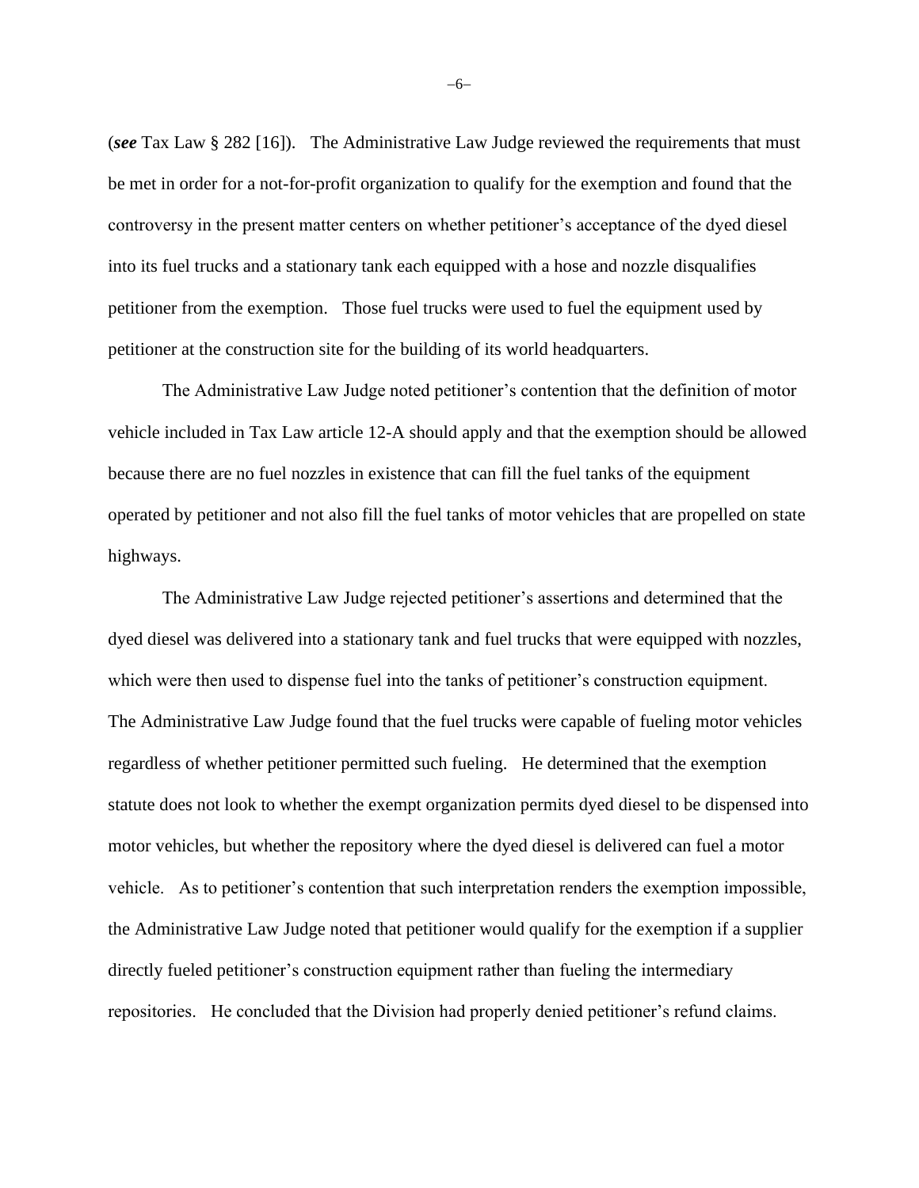(***see*** Tax Law § 282 [16]). The Administrative Law Judge reviewed the requirements that must be met in order for a not-for-profit organization to qualify for the exemption and found that the controversy in the present matter centers on whether petitioner's acceptance of the dyed diesel into its fuel trucks and a stationary tank each equipped with a hose and nozzle disqualifies petitioner from the exemption. Those fuel trucks were used to fuel the equipment used by petitioner at the construction site for the building of its world headquarters.

The Administrative Law Judge noted petitioner's contention that the definition of motor vehicle included in Tax Law article 12-A should apply and that the exemption should be allowed because there are no fuel nozzles in existence that can fill the fuel tanks of the equipment operated by petitioner and not also fill the fuel tanks of motor vehicles that are propelled on state highways.

The Administrative Law Judge rejected petitioner's assertions and determined that the dyed diesel was delivered into a stationary tank and fuel trucks that were equipped with nozzles, which were then used to dispense fuel into the tanks of petitioner's construction equipment. The Administrative Law Judge found that the fuel trucks were capable of fueling motor vehicles regardless of whether petitioner permitted such fueling. He determined that the exemption statute does not look to whether the exempt organization permits dyed diesel to be dispensed into motor vehicles, but whether the repository where the dyed diesel is delivered can fuel a motor vehicle. As to petitioner's contention that such interpretation renders the exemption impossible, the Administrative Law Judge noted that petitioner would qualify for the exemption if a supplier directly fueled petitioner's construction equipment rather than fueling the intermediary repositories. He concluded that the Division had properly denied petitioner's refund claims.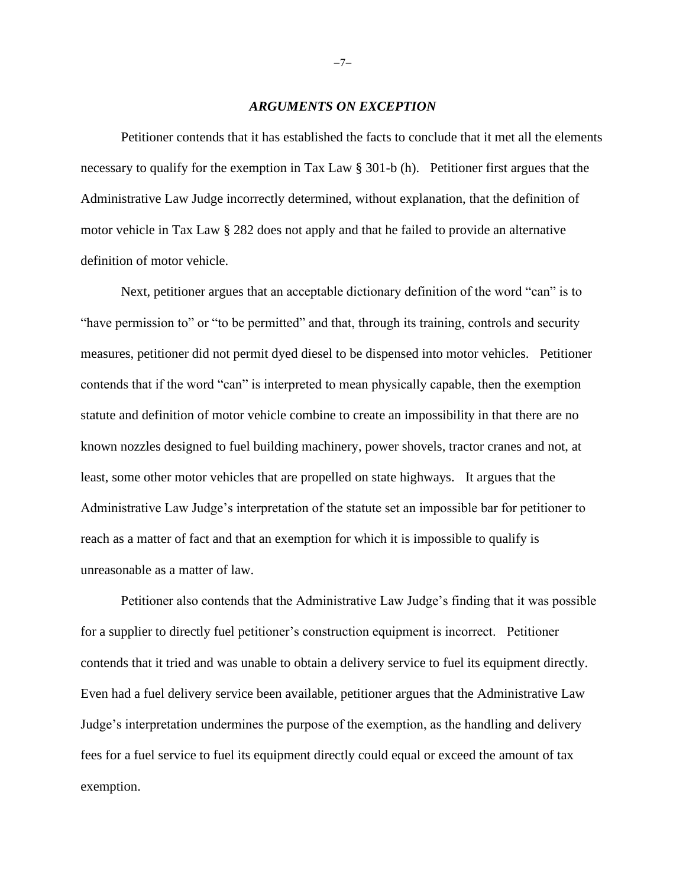### *ARGUMENTS ON EXCEPTION*

Petitioner contends that it has established the facts to conclude that it met all the elements necessary to qualify for the exemption in Tax Law § 301-b (h). Petitioner first argues that the Administrative Law Judge incorrectly determined, without explanation, that the definition of motor vehicle in Tax Law § 282 does not apply and that he failed to provide an alternative definition of motor vehicle.

Next, petitioner argues that an acceptable dictionary definition of the word "can" is to "have permission to" or "to be permitted" and that, through its training, controls and security measures, petitioner did not permit dyed diesel to be dispensed into motor vehicles. Petitioner contends that if the word "can" is interpreted to mean physically capable, then the exemption statute and definition of motor vehicle combine to create an impossibility in that there are no known nozzles designed to fuel building machinery, power shovels, tractor cranes and not, at least, some other motor vehicles that are propelled on state highways. It argues that the Administrative Law Judge's interpretation of the statute set an impossible bar for petitioner to reach as a matter of fact and that an exemption for which it is impossible to qualify is unreasonable as a matter of law.

Petitioner also contends that the Administrative Law Judge's finding that it was possible for a supplier to directly fuel petitioner's construction equipment is incorrect. Petitioner contends that it tried and was unable to obtain a delivery service to fuel its equipment directly. Even had a fuel delivery service been available, petitioner argues that the Administrative Law Judge's interpretation undermines the purpose of the exemption, as the handling and delivery fees for a fuel service to fuel its equipment directly could equal or exceed the amount of tax exemption.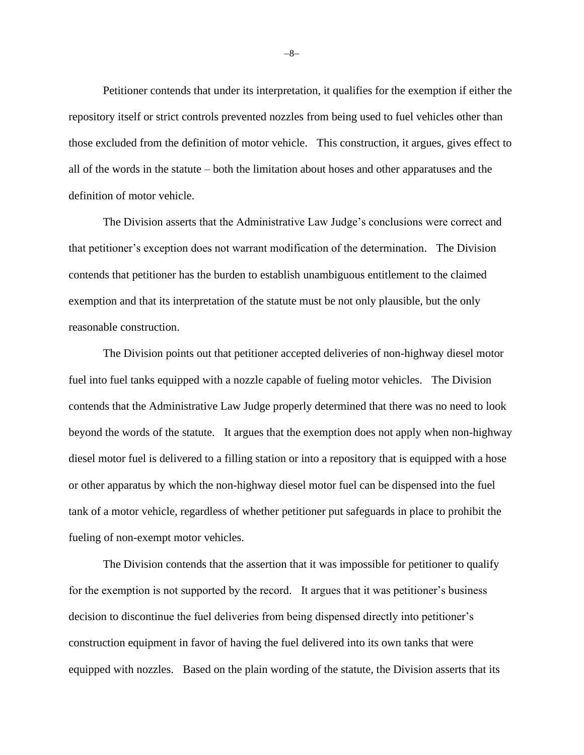Petitioner contends that under its interpretation, it qualifies for the exemption if either the repository itself or strict controls prevented nozzles from being used to fuel vehicles other than those excluded from the definition of motor vehicle. This construction, it argues, gives effect to all of the words in the statute – both the limitation about hoses and other apparatuses and the definition of motor vehicle.

The Division asserts that the Administrative Law Judge's conclusions were correct and that petitioner's exception does not warrant modification of the determination. The Division contends that petitioner has the burden to establish unambiguous entitlement to the claimed exemption and that its interpretation of the statute must be not only plausible, but the only reasonable construction.

The Division points out that petitioner accepted deliveries of non-highway diesel motor fuel into fuel tanks equipped with a nozzle capable of fueling motor vehicles. The Division contends that the Administrative Law Judge properly determined that there was no need to look beyond the words of the statute. It argues that the exemption does not apply when non-highway diesel motor fuel is delivered to a filling station or into a repository that is equipped with a hose or other apparatus by which the non-highway diesel motor fuel can be dispensed into the fuel tank of a motor vehicle, regardless of whether petitioner put safeguards in place to prohibit the fueling of non-exempt motor vehicles.

The Division contends that the assertion that it was impossible for petitioner to qualify for the exemption is not supported by the record. It argues that it was petitioner's business decision to discontinue the fuel deliveries from being dispensed directly into petitioner's construction equipment in favor of having the fuel delivered into its own tanks that were equipped with nozzles. Based on the plain wording of the statute, the Division asserts that its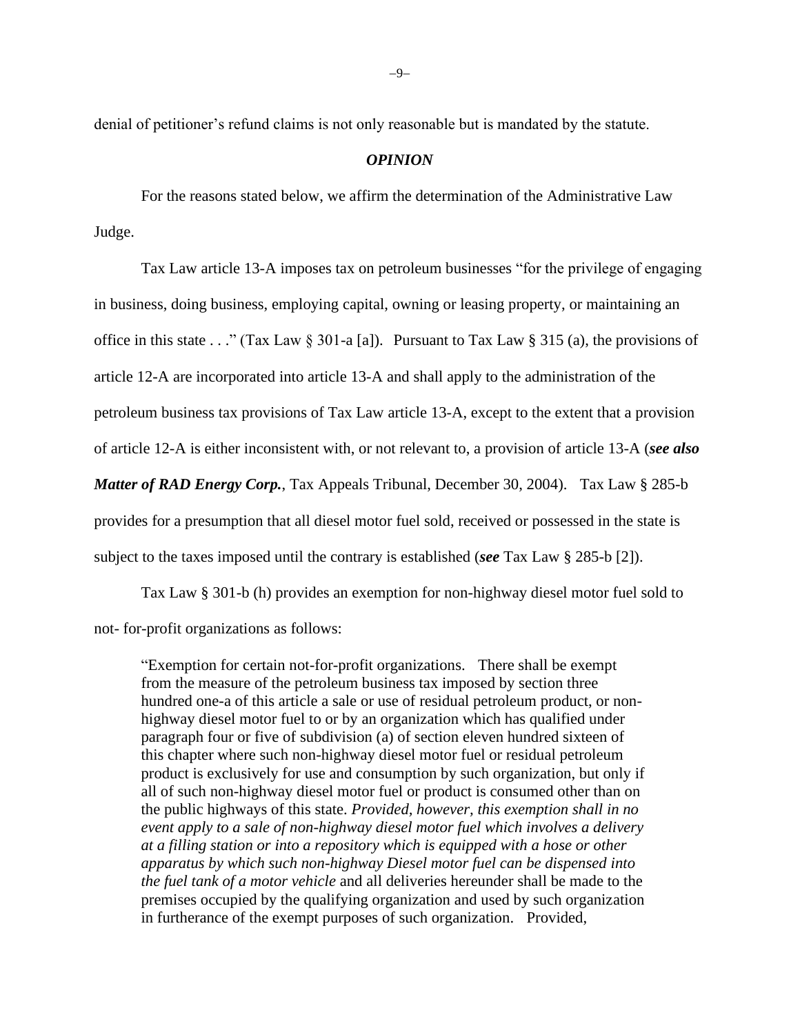denial of petitioner's refund claims is not only reasonable but is mandated by the statute.

***OPINION***

For the reasons stated below, we affirm the determination of the Administrative Law Judge.

Tax Law article 13-A imposes tax on petroleum businesses "for the privilege of engaging in business, doing business, employing capital, owning or leasing property, or maintaining an office in this state . . ." (Tax Law § 301-a [a]). Pursuant to Tax Law § 315 (a), the provisions of article 12-A are incorporated into article 13-A and shall apply to the administration of the petroleum business tax provisions of Tax Law article 13-A, except to the extent that a provision of article 12-A is either inconsistent with, or not relevant to, a provision of article 13-A (***see also Matter of RAD Energy Corp.***, Tax Appeals Tribunal, December 30, 2004). Tax Law § 285-b provides for a presumption that all diesel motor fuel sold, received or possessed in the state is subject to the taxes imposed until the contrary is established (***see*** Tax Law § 285-b [2]).

Tax Law § 301-b (h) provides an exemption for non-highway diesel motor fuel sold to not- for-profit organizations as follows:

> "Exemption for certain not-for-profit organizations. There shall be exempt from the measure of the petroleum business tax imposed by section three hundred one-a of this article a sale or use of residual petroleum product, or non-highway diesel motor fuel to or by an organization which has qualified under paragraph four or five of subdivision (a) of section eleven hundred sixteen of this chapter where such non-highway diesel motor fuel or residual petroleum product is exclusively for use and consumption by such organization, but only if all of such non-highway diesel motor fuel or product is consumed other than on the public highways of this state. *Provided, however, this exemption shall in no event apply to a sale of non-highway diesel motor fuel which involves a delivery at a filling station or into a repository which is equipped with a hose or other apparatus by which such non-highway Diesel motor fuel can be dispensed into the fuel tank of a motor vehicle* and all deliveries hereunder shall be made to the premises occupied by the qualifying organization and used by such organization in furtherance of the exempt purposes of such organization. Provided,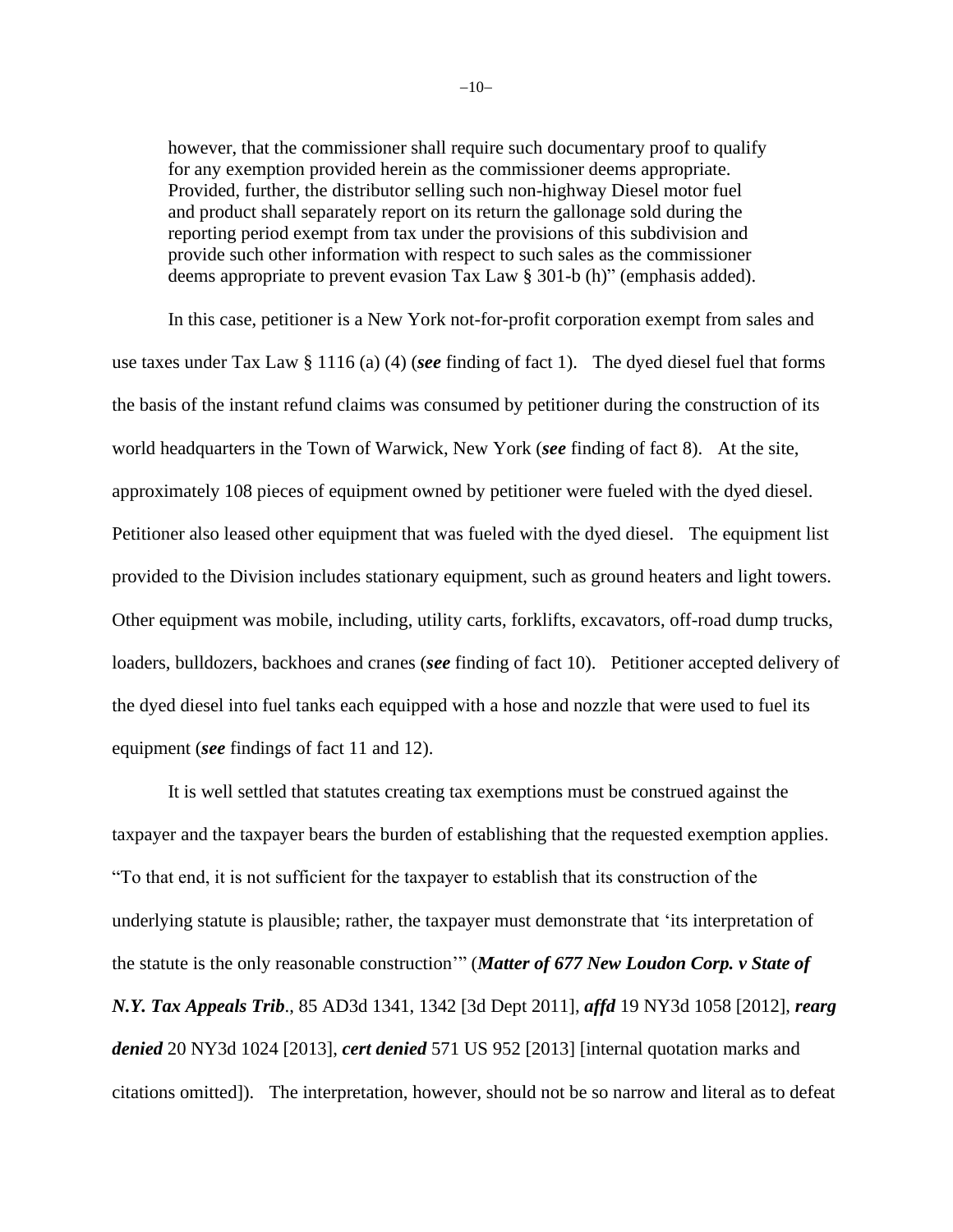> however, that the commissioner shall require such documentary proof to qualify for any exemption provided herein as the commissioner deems appropriate. Provided, further, the distributor selling such non-highway Diesel motor fuel and product shall separately report on its return the gallonage sold during the reporting period exempt from tax under the provisions of this subdivision and provide such other information with respect to such sales as the commissioner deems appropriate to prevent evasion Tax Law § 301-b (h)" (emphasis added).

In this case, petitioner is a New York not-for-profit corporation exempt from sales and use taxes under Tax Law § 1116 (a) (4) (***see*** finding of fact 1). The dyed diesel fuel that forms the basis of the instant refund claims was consumed by petitioner during the construction of its world headquarters in the Town of Warwick, New York (***see*** finding of fact 8). At the site, approximately 108 pieces of equipment owned by petitioner were fueled with the dyed diesel. Petitioner also leased other equipment that was fueled with the dyed diesel. The equipment list provided to the Division includes stationary equipment, such as ground heaters and light towers. Other equipment was mobile, including, utility carts, forklifts, excavators, off-road dump trucks, loaders, bulldozers, backhoes and cranes (***see*** finding of fact 10). Petitioner accepted delivery of the dyed diesel into fuel tanks each equipped with a hose and nozzle that were used to fuel its equipment (***see*** findings of fact 11 and 12).

It is well settled that statutes creating tax exemptions must be construed against the taxpayer and the taxpayer bears the burden of establishing that the requested exemption applies. "To that end, it is not sufficient for the taxpayer to establish that its construction of the underlying statute is plausible; rather, the taxpayer must demonstrate that 'its interpretation of the statute is the only reasonable construction'" (***Matter of 677 New Loudon Corp. v State of N.Y. Tax Appeals Trib***., 85 AD3d 1341, 1342 [3d Dept 2011], ***affd*** 19 NY3d 1058 [2012], ***rearg denied*** 20 NY3d 1024 [2013], ***cert denied*** 571 US 952 [2013] [internal quotation marks and citations omitted]). The interpretation, however, should not be so narrow and literal as to defeat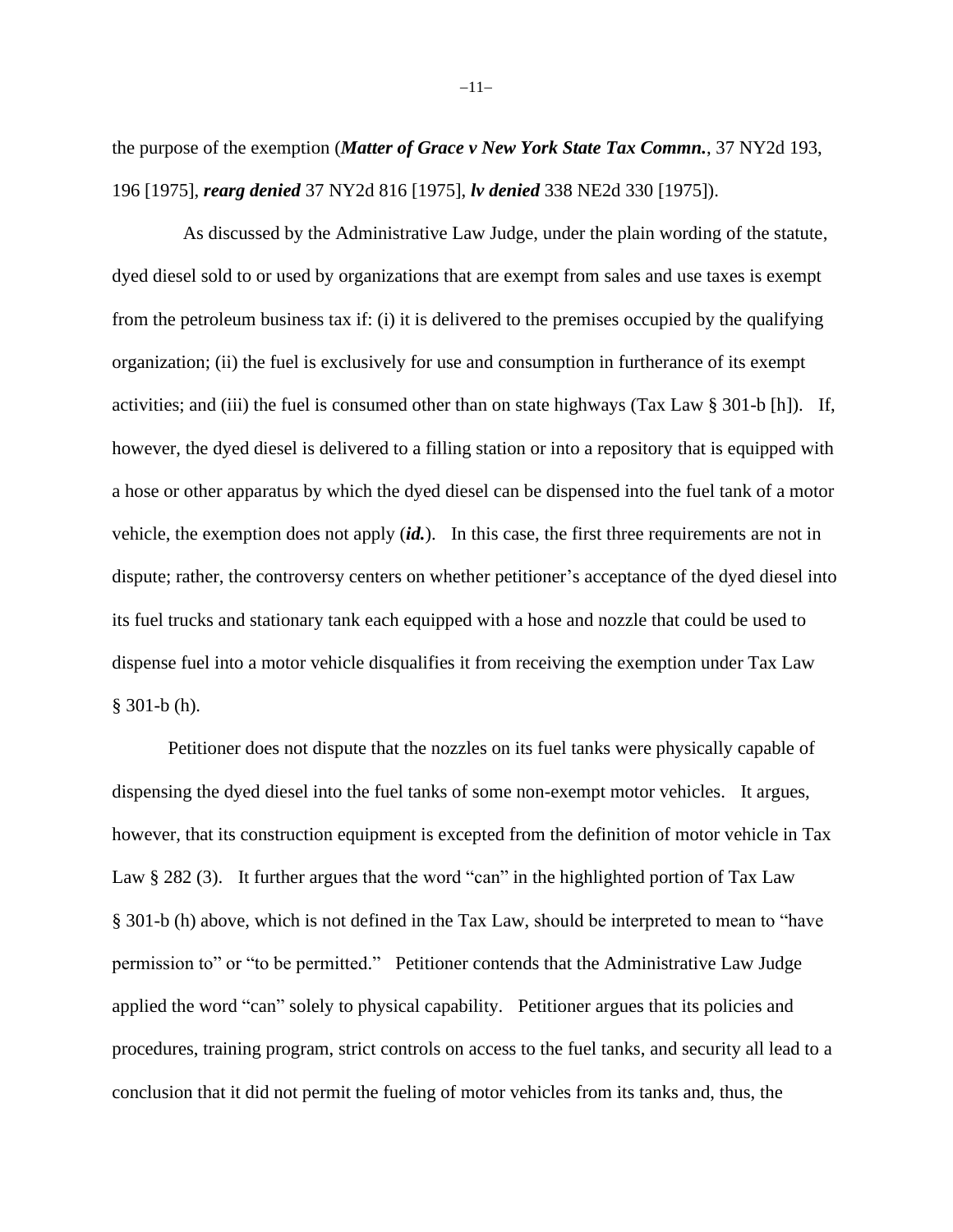the purpose of the exemption (***Matter of Grace v New York State Tax Commn.***, 37 NY2d 193, 196 [1975], ***rearg denied*** 37 NY2d 816 [1975], ***lv denied*** 338 NE2d 330 [1975]).

As discussed by the Administrative Law Judge, under the plain wording of the statute, dyed diesel sold to or used by organizations that are exempt from sales and use taxes is exempt from the petroleum business tax if: (i) it is delivered to the premises occupied by the qualifying organization; (ii) the fuel is exclusively for use and consumption in furtherance of its exempt activities; and (iii) the fuel is consumed other than on state highways (Tax Law § 301-b [h]). If, however, the dyed diesel is delivered to a filling station or into a repository that is equipped with a hose or other apparatus by which the dyed diesel can be dispensed into the fuel tank of a motor vehicle, the exemption does not apply (***id.***). In this case, the first three requirements are not in dispute; rather, the controversy centers on whether petitioner's acceptance of the dyed diesel into its fuel trucks and stationary tank each equipped with a hose and nozzle that could be used to dispense fuel into a motor vehicle disqualifies it from receiving the exemption under Tax Law § 301-b (h).

Petitioner does not dispute that the nozzles on its fuel tanks were physically capable of dispensing the dyed diesel into the fuel tanks of some non-exempt motor vehicles. It argues, however, that its construction equipment is excepted from the definition of motor vehicle in Tax Law § 282 (3). It further argues that the word "can" in the highlighted portion of Tax Law § 301-b (h) above, which is not defined in the Tax Law, should be interpreted to mean to "have permission to" or "to be permitted." Petitioner contends that the Administrative Law Judge applied the word "can" solely to physical capability. Petitioner argues that its policies and procedures, training program, strict controls on access to the fuel tanks, and security all lead to a conclusion that it did not permit the fueling of motor vehicles from its tanks and, thus, the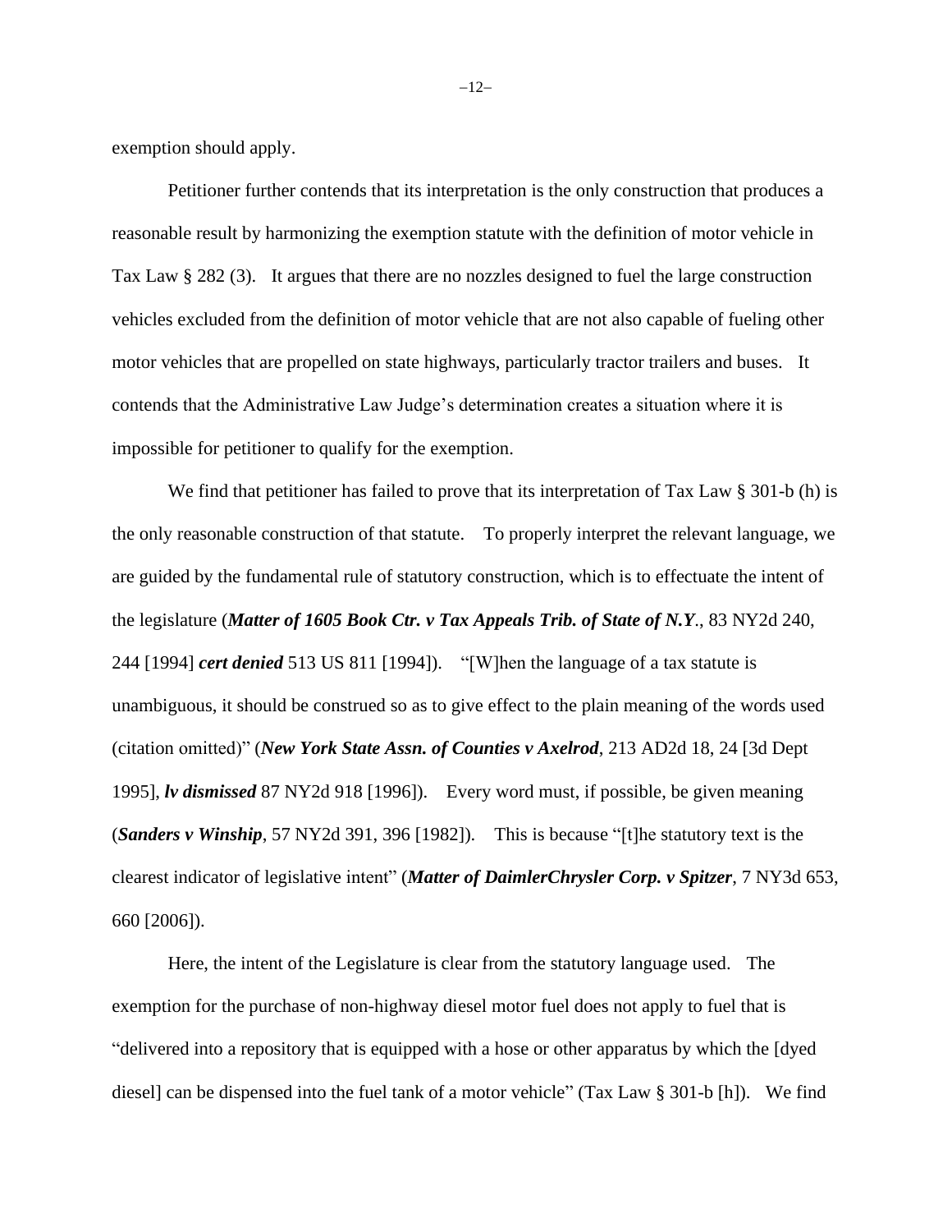exemption should apply.

Petitioner further contends that its interpretation is the only construction that produces a reasonable result by harmonizing the exemption statute with the definition of motor vehicle in Tax Law § 282 (3). It argues that there are no nozzles designed to fuel the large construction vehicles excluded from the definition of motor vehicle that are not also capable of fueling other motor vehicles that are propelled on state highways, particularly tractor trailers and buses. It contends that the Administrative Law Judge's determination creates a situation where it is impossible for petitioner to qualify for the exemption.

We find that petitioner has failed to prove that its interpretation of Tax Law § 301-b (h) is the only reasonable construction of that statute. To properly interpret the relevant language, we are guided by the fundamental rule of statutory construction, which is to effectuate the intent of the legislature (***Matter of 1605 Book Ctr. v Tax Appeals Trib. of State of N.Y***., 83 NY2d 240, 244 [1994] ***cert denied*** 513 US 811 [1994]). "[W]hen the language of a tax statute is unambiguous, it should be construed so as to give effect to the plain meaning of the words used (citation omitted)" (***New York State Assn. of Counties v Axelrod***, 213 AD2d 18, 24 [3d Dept 1995], ***lv dismissed*** 87 NY2d 918 [1996]). Every word must, if possible, be given meaning (***Sanders v Winship***, 57 NY2d 391, 396 [1982]). This is because "[t]he statutory text is the clearest indicator of legislative intent" (***Matter of DaimlerChrysler Corp. v Spitzer***, 7 NY3d 653, 660 [2006]).

Here, the intent of the Legislature is clear from the statutory language used. The exemption for the purchase of non-highway diesel motor fuel does not apply to fuel that is "delivered into a repository that is equipped with a hose or other apparatus by which the [dyed diesel] can be dispensed into the fuel tank of a motor vehicle" (Tax Law § 301-b [h]). We find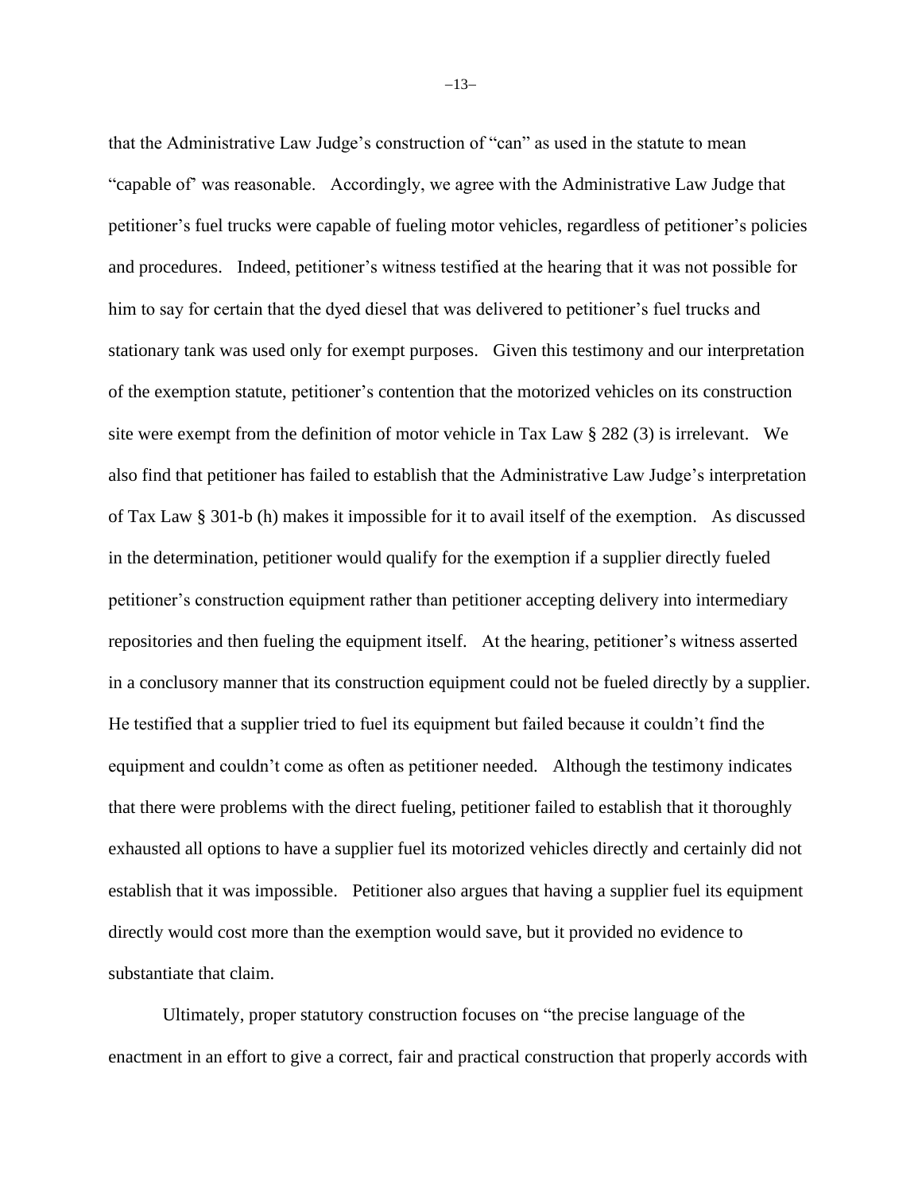that the Administrative Law Judge's construction of "can" as used in the statute to mean "capable of' was reasonable. Accordingly, we agree with the Administrative Law Judge that petitioner's fuel trucks were capable of fueling motor vehicles, regardless of petitioner's policies and procedures. Indeed, petitioner's witness testified at the hearing that it was not possible for him to say for certain that the dyed diesel that was delivered to petitioner's fuel trucks and stationary tank was used only for exempt purposes. Given this testimony and our interpretation of the exemption statute, petitioner's contention that the motorized vehicles on its construction site were exempt from the definition of motor vehicle in Tax Law § 282 (3) is irrelevant. We also find that petitioner has failed to establish that the Administrative Law Judge's interpretation of Tax Law § 301-b (h) makes it impossible for it to avail itself of the exemption. As discussed in the determination, petitioner would qualify for the exemption if a supplier directly fueled petitioner's construction equipment rather than petitioner accepting delivery into intermediary repositories and then fueling the equipment itself. At the hearing, petitioner's witness asserted in a conclusory manner that its construction equipment could not be fueled directly by a supplier. He testified that a supplier tried to fuel its equipment but failed because it couldn't find the equipment and couldn't come as often as petitioner needed. Although the testimony indicates that there were problems with the direct fueling, petitioner failed to establish that it thoroughly exhausted all options to have a supplier fuel its motorized vehicles directly and certainly did not establish that it was impossible. Petitioner also argues that having a supplier fuel its equipment directly would cost more than the exemption would save, but it provided no evidence to substantiate that claim.

Ultimately, proper statutory construction focuses on "the precise language of the enactment in an effort to give a correct, fair and practical construction that properly accords with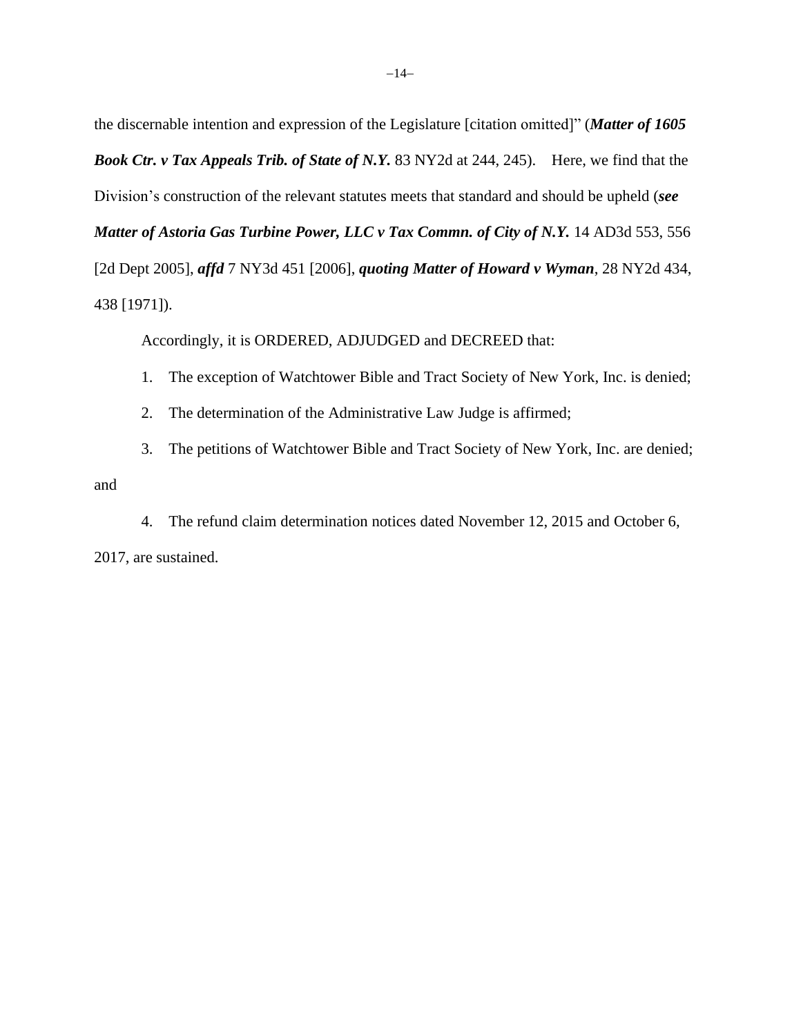the discernable intention and expression of the Legislature [citation omitted]" (***Matter of 1605 Book Ctr. v Tax Appeals Trib. of State of N.Y.*** 83 NY2d at 244, 245). Here, we find that the Division's construction of the relevant statutes meets that standard and should be upheld (***see Matter of Astoria Gas Turbine Power, LLC v Tax Commn. of City of N.Y.*** 14 AD3d 553, 556 [2d Dept 2005], ***affd*** 7 NY3d 451 [2006], ***quoting Matter of Howard v Wyman***, 28 NY2d 434, 438 [1971]).

Accordingly, it is ORDERED, ADJUDGED and DECREED that:

1. The exception of Watchtower Bible and Tract Society of New York, Inc. is denied;

2. The determination of the Administrative Law Judge is affirmed;

3. The petitions of Watchtower Bible and Tract Society of New York, Inc. are denied; and

4. The refund claim determination notices dated November 12, 2015 and October 6, 2017, are sustained.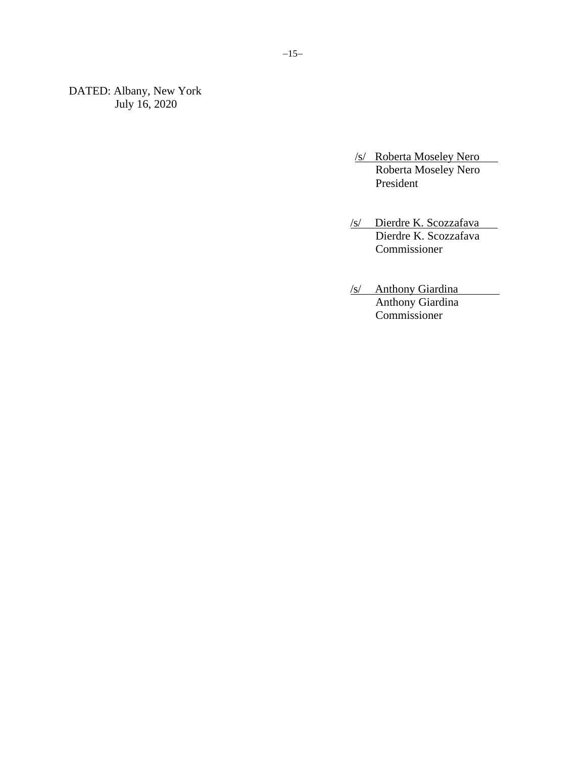DATED: Albany, New York
July 16, 2020

/s/ Roberta Moseley Nero
Roberta Moseley Nero
President

/s/ Dierdre K. Scozzafava
Dierdre K. Scozzafava
Commissioner

/s/ Anthony Giardina
Anthony Giardina
Commissioner